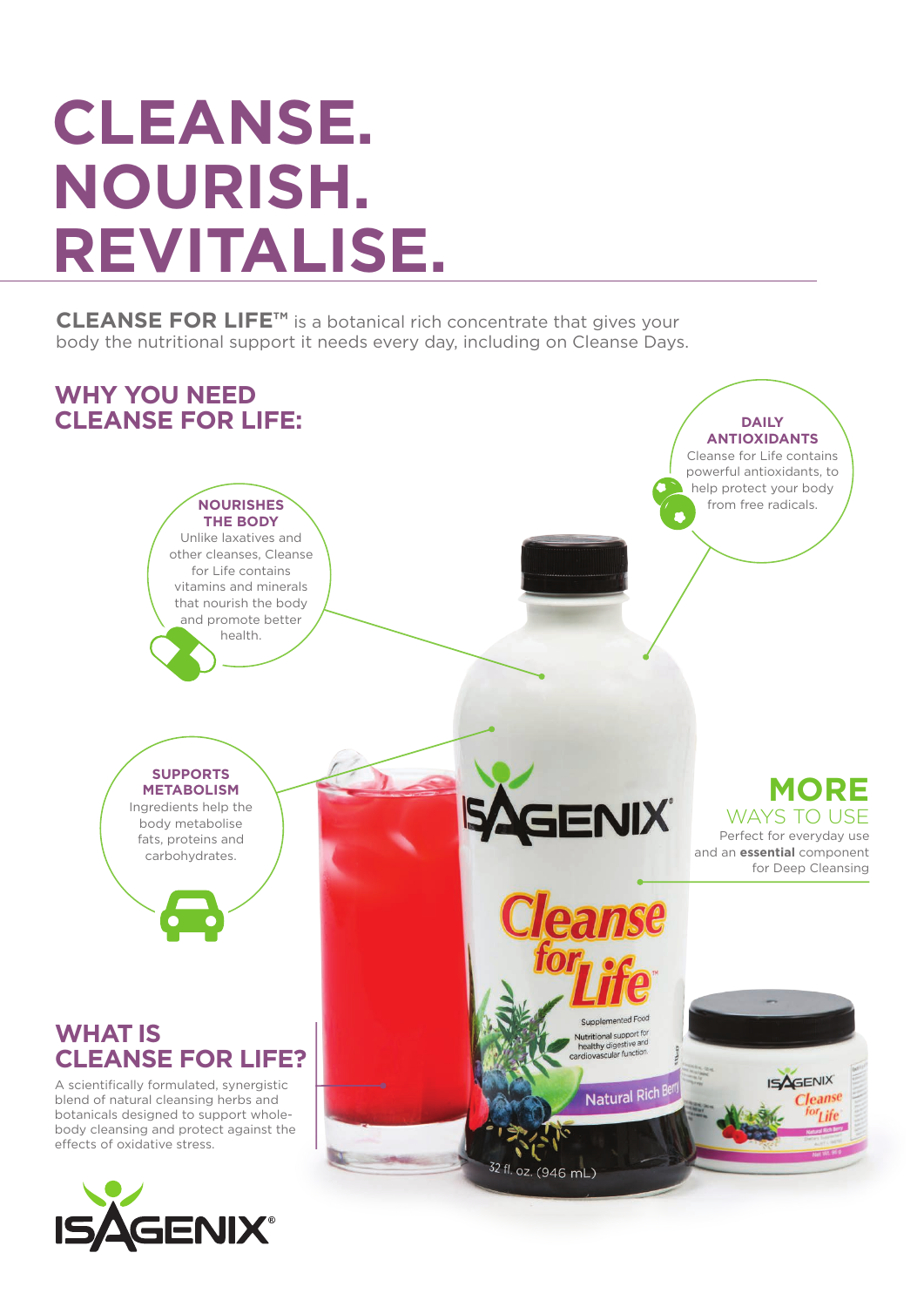# CLEANSE. NOURISH. REVITALISE.

**CLEANSE FOR LIFE™** is a botanical rich concentrate that gives your body the nutritional support it needs every day, including on Cleanse Days.

## WHY YOU NEED CLEANSE FOR LIFE:

**DAILY ANTIOXIDANTS**
Cleanse for Life contains powerful antioxidants, to help protect your body from free radicals.

**NOURISHES THE BODY**
Unlike laxatives and other cleanses, Cleanse for Life contains vitamins and minerals that nourish the body and promote better health.

**SUPPORTS METABOLISM**
Ingredients help the body metabolise fats, proteins and carbohydrates.

## MORE WAYS TO USE

Perfect for everyday use and an **essential** component for Deep Cleansing

## WHAT IS CLEANSE FOR LIFE?

A scientifically formulated, synergistic blend of natural cleansing herbs and botanicals designed to support whole-body cleansing and protect against the effects of oxidative stress.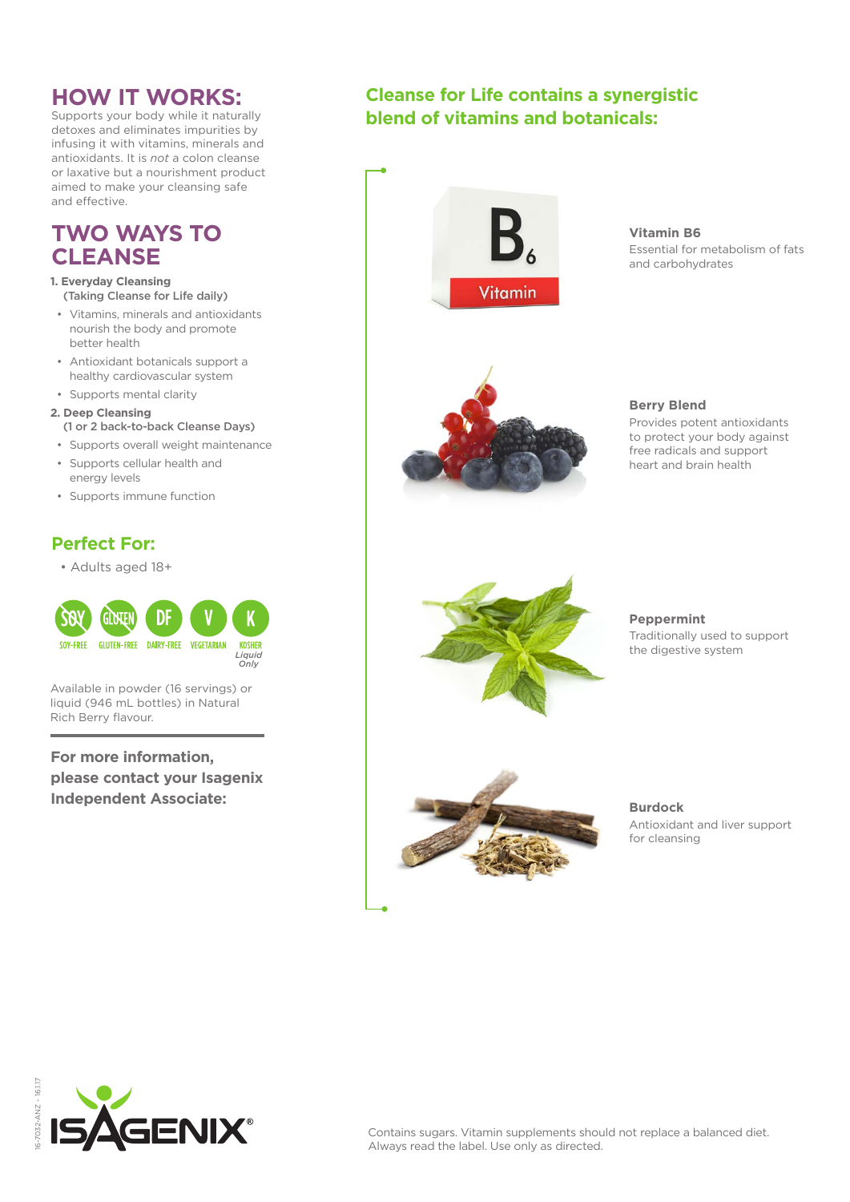## HOW IT WORKS:

Supports your body while it naturally detoxes and eliminates impurities by infusing it with vitamins, minerals and antioxidants. It is *not* a colon cleanse or laxative but a nourishment product aimed to make your cleansing safe and effective.

## TWO WAYS TO CLEANSE

**1. Everyday Cleansing**
(Taking Cleanse for Life daily)

- Vitamins, minerals and antioxidants nourish the body and promote better health
- Antioxidant botanicals support a healthy cardiovascular system
- Supports mental clarity

**2. Deep Cleansing**
(1 or 2 back-to-back Cleanse Days)

- Supports overall weight maintenance
- Supports cellular health and energy levels
- Supports immune function

### Perfect For:

- Adults aged 18+

SOY-FREE GLUTEN-FREE DAIRY-FREE VEGETARIAN KOSHER *Liquid Only*

Available in powder (16 servings) or liquid (946 mL bottles) in Natural Rich Berry flavour.

**For more information, please contact your Isagenix Independent Associate:**

## Cleanse for Life contains a synergistic blend of vitamins and botanicals:

**Vitamin B6**
Essential for metabolism of fats and carbohydrates

**Berry Blend**
Provides potent antioxidants to protect your body against free radicals and support heart and brain health

**Peppermint**
Traditionally used to support the digestive system

**Burdock**
Antioxidant and liver support for cleansing

ISAGENIX®

Contains sugars. Vitamin supplements should not replace a balanced diet. Always read the label. Use only as directed.

16-7032-ANZ - 161.17